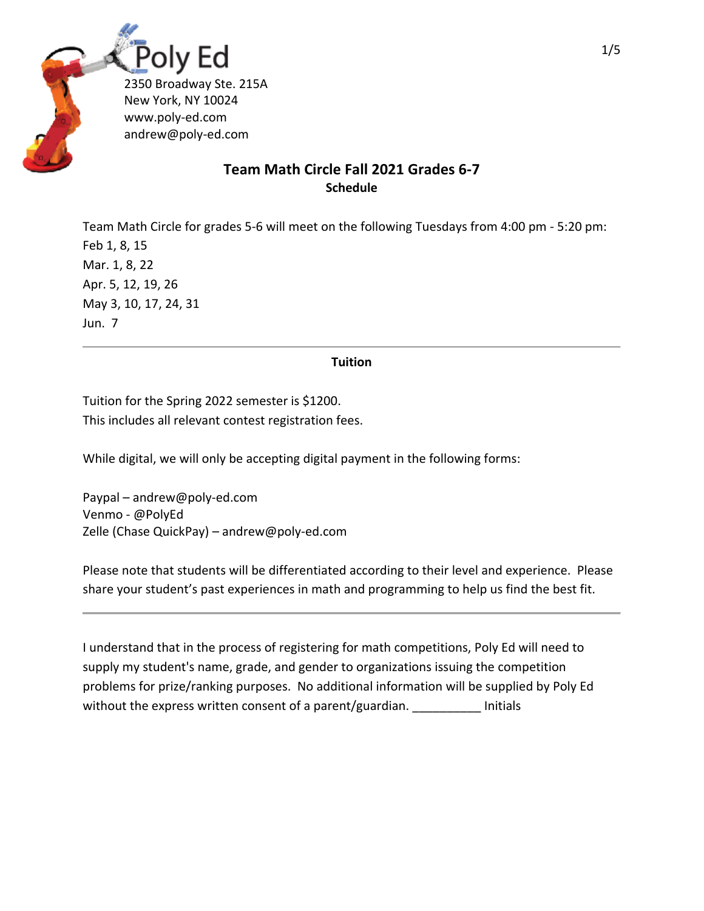Poly Ed
2350 Broadway Ste. 215A
New York, NY 10024
www.poly-ed.com
andrew@poly-ed.com

## Team Math Circle Fall 2021 Grades 6-7

### Schedule

Team Math Circle for grades 5-6 will meet on the following Tuesdays from 4:00 pm - 5:20 pm:
Feb 1, 8, 15
Mar. 1, 8, 22
Apr. 5, 12, 19, 26
May 3, 10, 17, 24, 31
Jun. 7

---

### Tuition

Tuition for the Spring 2022 semester is $1200.
This includes all relevant contest registration fees.

While digital, we will only be accepting digital payment in the following forms:

Paypal – andrew@poly-ed.com
Venmo - @PolyEd
Zelle (Chase QuickPay) – andrew@poly-ed.com

Please note that students will be differentiated according to their level and experience. Please share your student's past experiences in math and programming to help us find the best fit.

---

I understand that in the process of registering for math competitions, Poly Ed will need to supply my student's name, grade, and gender to organizations issuing the competition problems for prize/ranking purposes. No additional information will be supplied by Poly Ed without the express written consent of a parent/guardian. __________ Initials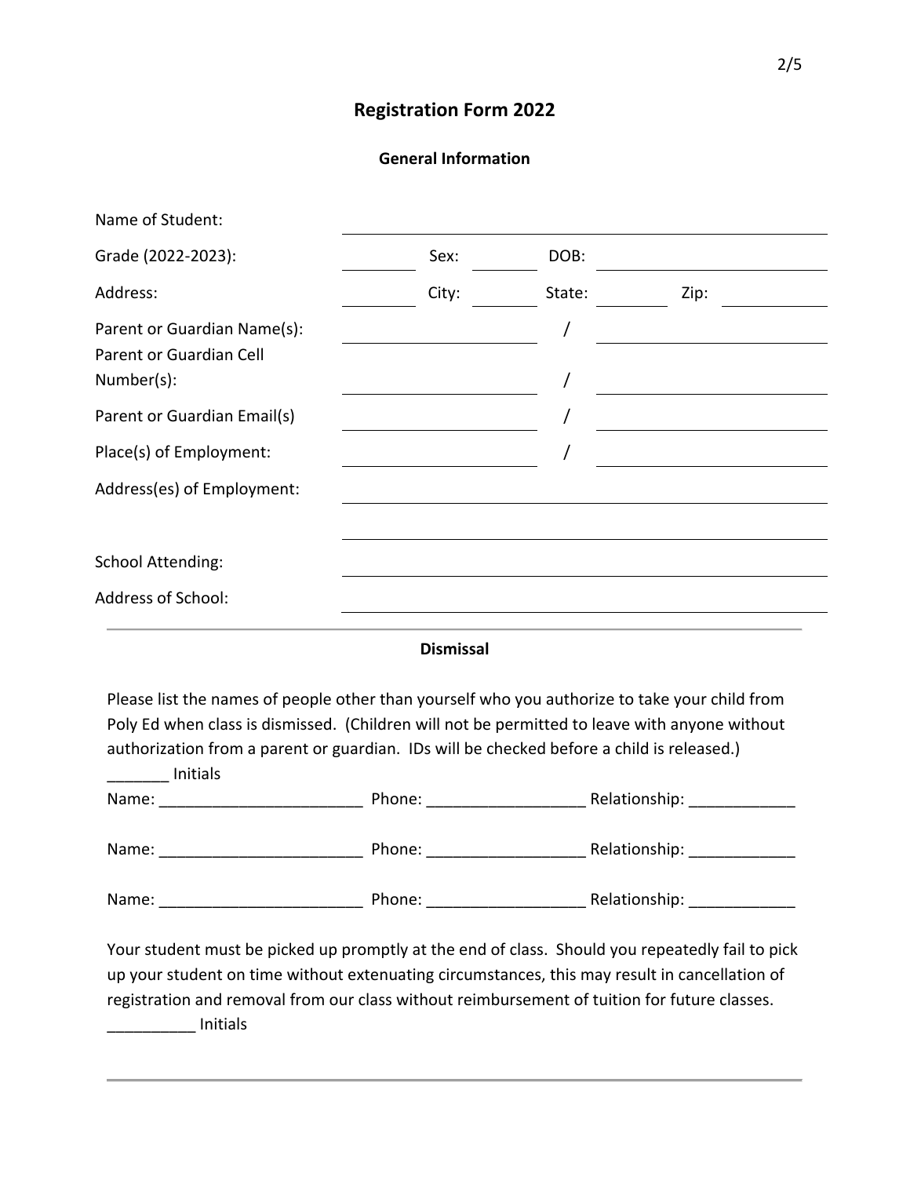# Registration Form 2022

## General Information

| | | | | | | |
|---|---|---|---|---|---|---|
| Name of Student: | | | | | | |
| Grade (2022-2023): | | Sex: | | DOB: | | |
| Address: | | City: | | State: | | Zip: |
| Parent or Guardian Name(s): | | | / | | | |
| Parent or Guardian Cell Number(s): | | | / | | | |
| Parent or Guardian Email(s) | | | / | | | |
| Place(s) of Employment: | | | / | | | |
| Address(es) of Employment: | | | | | | |
| | | | | | | |
| School Attending: | | | | | | |
| Address of School: | | | | | | |

---

## Dismissal

Please list the names of people other than yourself who you authorize to take your child from Poly Ed when class is dismissed. (Children will not be permitted to leave with anyone without authorization from a parent or guardian. IDs will be checked before a child is released.)
_______ Initials

Name: _______________________ Phone: _________________ Relationship: ____________

Name: _______________________ Phone: _________________ Relationship: ____________

Name: _______________________ Phone: _________________ Relationship: ____________

Your student must be picked up promptly at the end of class. Should you repeatedly fail to pick up your student on time without extenuating circumstances, this may result in cancellation of registration and removal from our class without reimbursement of tuition for future classes.
__________ Initials

---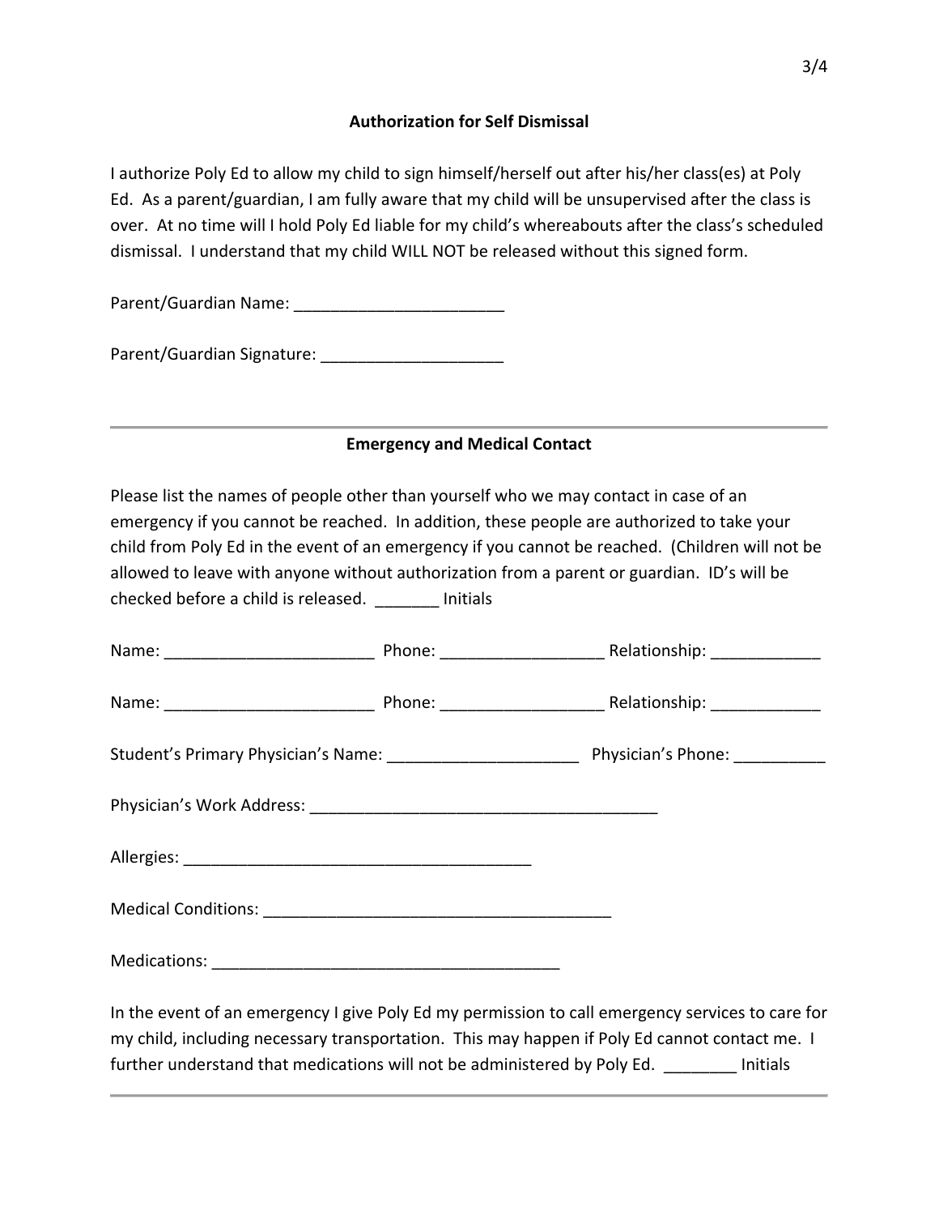## Authorization for Self Dismissal

I authorize Poly Ed to allow my child to sign himself/herself out after his/her class(es) at Poly Ed. As a parent/guardian, I am fully aware that my child will be unsupervised after the class is over. At no time will I hold Poly Ed liable for my child's whereabouts after the class's scheduled dismissal. I understand that my child WILL NOT be released without this signed form.

Parent/Guardian Name: _______________________

Parent/Guardian Signature: ____________________

---

## Emergency and Medical Contact

Please list the names of people other than yourself who we may contact in case of an emergency if you cannot be reached. In addition, these people are authorized to take your child from Poly Ed in the event of an emergency if you cannot be reached. (Children will not be allowed to leave with anyone without authorization from a parent or guardian. ID's will be checked before a child is released. _______ Initials

Name: _______________________ Phone: _________________ Relationship: ____________

Name: _______________________ Phone: _________________ Relationship: ____________

Student's Primary Physician's Name: _____________________ Physician's Phone: __________

Physician's Work Address: ______________________________________

Allergies: ______________________________________

Medical Conditions: ______________________________________

Medications: ______________________________________

In the event of an emergency I give Poly Ed my permission to call emergency services to care for my child, including necessary transportation. This may happen if Poly Ed cannot contact me. I further understand that medications will not be administered by Poly Ed. ________ Initials

---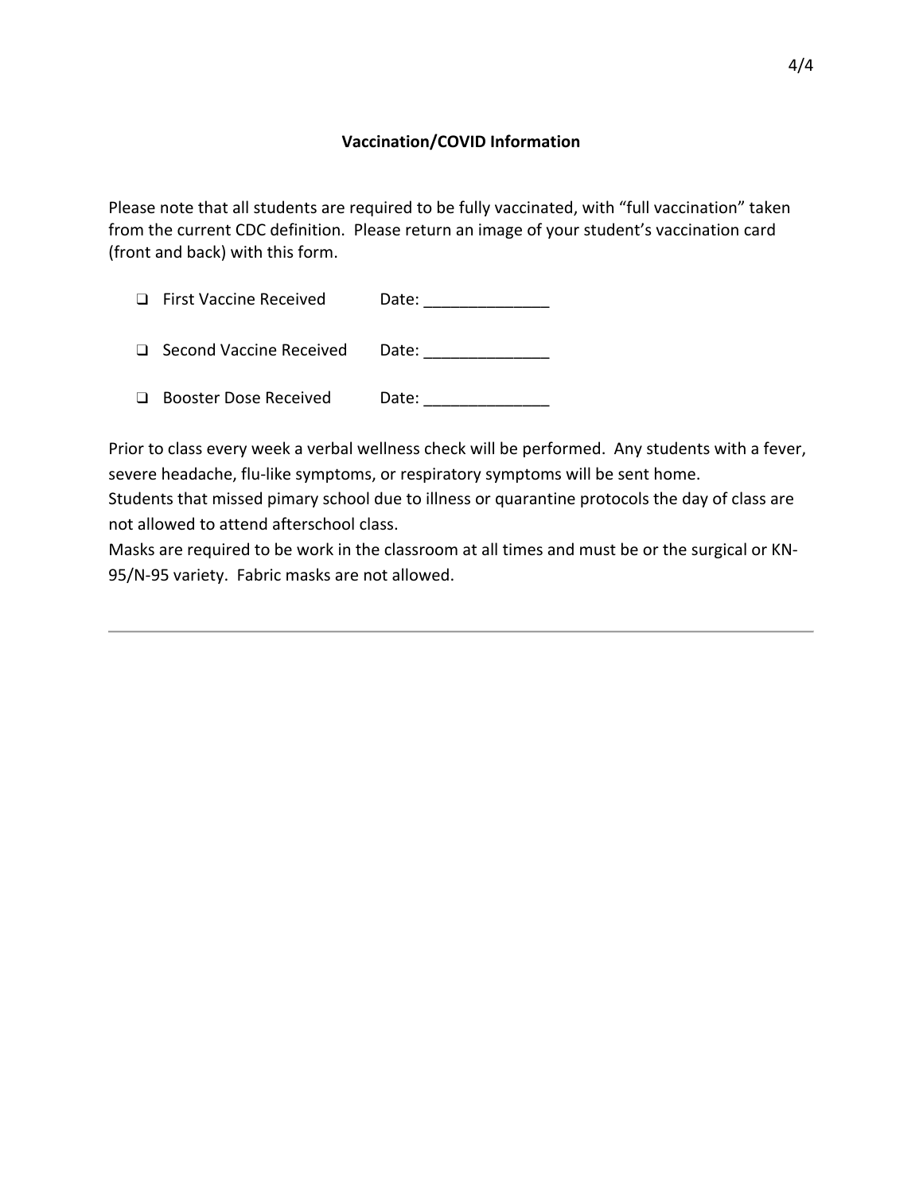**Vaccination/COVID Information**

Please note that all students are required to be fully vaccinated, with "full vaccination" taken from the current CDC definition. Please return an image of your student's vaccination card (front and back) with this form.

- ❑ First Vaccine Received    Date: ______________
- ❑ Second Vaccine Received    Date: ______________
- ❑ Booster Dose Received    Date: ______________

Prior to class every week a verbal wellness check will be performed. Any students with a fever, severe headache, flu-like symptoms, or respiratory symptoms will be sent home.
Students that missed pimary school due to illness or quarantine protocols the day of class are not allowed to attend afterschool class.
Masks are required to be work in the classroom at all times and must be or the surgical or KN-95/N-95 variety. Fabric masks are not allowed.

---